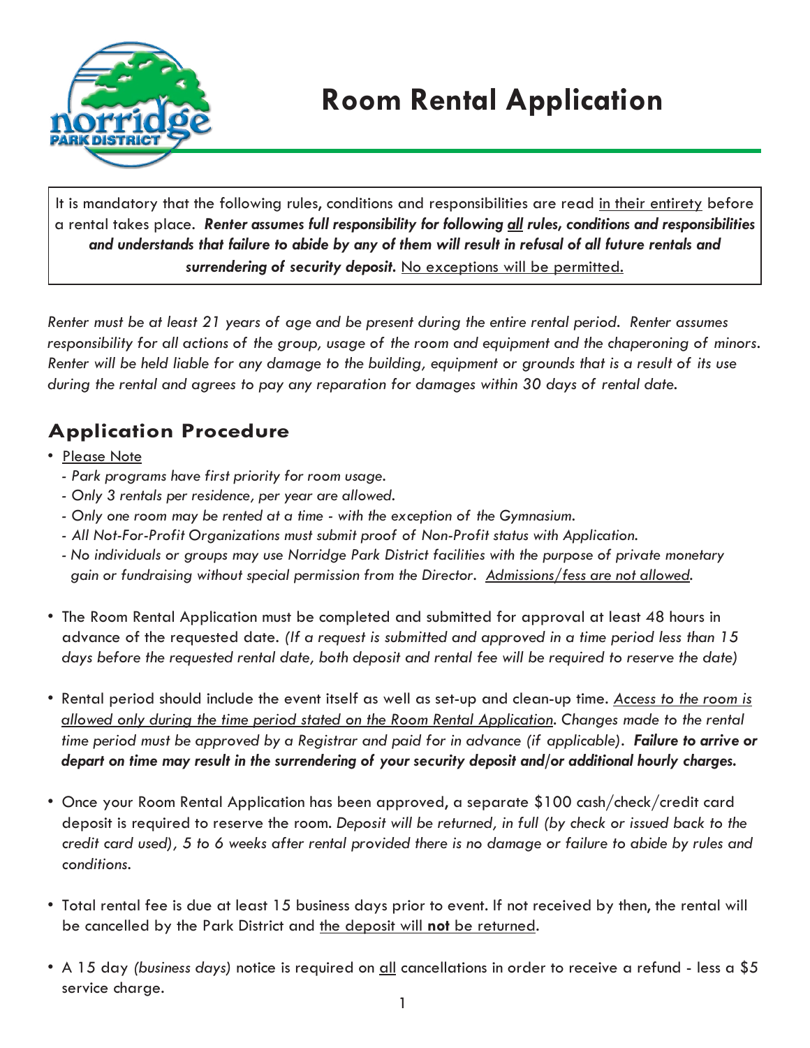# Room Rental Application

It is mandatory that the following rules, conditions and responsibilities are read in their entirety before a rental takes place. ***Renter assumes full responsibility for following all rules, conditions and responsibilities and understands that failure to abide by any of them will result in refusal of all future rentals and surrendering of security deposit.*** No exceptions will be permitted.

*Renter must be at least 21 years of age and be present during the entire rental period. Renter assumes responsibility for all actions of the group, usage of the room and equipment and the chaperoning of minors. Renter will be held liable for any damage to the building, equipment or grounds that is a result of its use during the rental and agrees to pay any reparation for damages within 30 days of rental date.*

## Application Procedure

- Please Note
  - *- Park programs have first priority for room usage.*
  - *- Only 3 rentals per residence, per year are allowed.*
  - *- Only one room may be rented at a time - with the exception of the Gymnasium.*
  - *- All Not-For-Profit Organizations must submit proof of Non-Profit status with Application.*
  - *- No individuals or groups may use Norridge Park District facilities with the purpose of private monetary gain or fundraising without special permission from the Director. Admissions/fess are not allowed.*

- The Room Rental Application must be completed and submitted for approval at least 48 hours in advance of the requested date. *(If a request is submitted and approved in a time period less than 15 days before the requested rental date, both deposit and rental fee will be required to reserve the date)*

- Rental period should include the event itself as well as set-up and clean-up time. *Access to the room is allowed only during the time period stated on the Room Rental Application. Changes made to the rental time period must be approved by a Registrar and paid for in advance (if applicable).* ***Failure to arrive or depart on time may result in the surrendering of your security deposit and/or additional hourly charges.***

- Once your Room Rental Application has been approved, a separate $100 cash/check/credit card deposit is required to reserve the room. *Deposit will be returned, in full (by check or issued back to the credit card used), 5 to 6 weeks after rental provided there is no damage or failure to abide by rules and conditions.*

- Total rental fee is due at least 15 business days prior to event. If not received by then, the rental will be cancelled by the Park District and the deposit will **not** be returned.

- A 15 day *(business days)* notice is required on all cancellations in order to receive a refund - less a $5 service charge.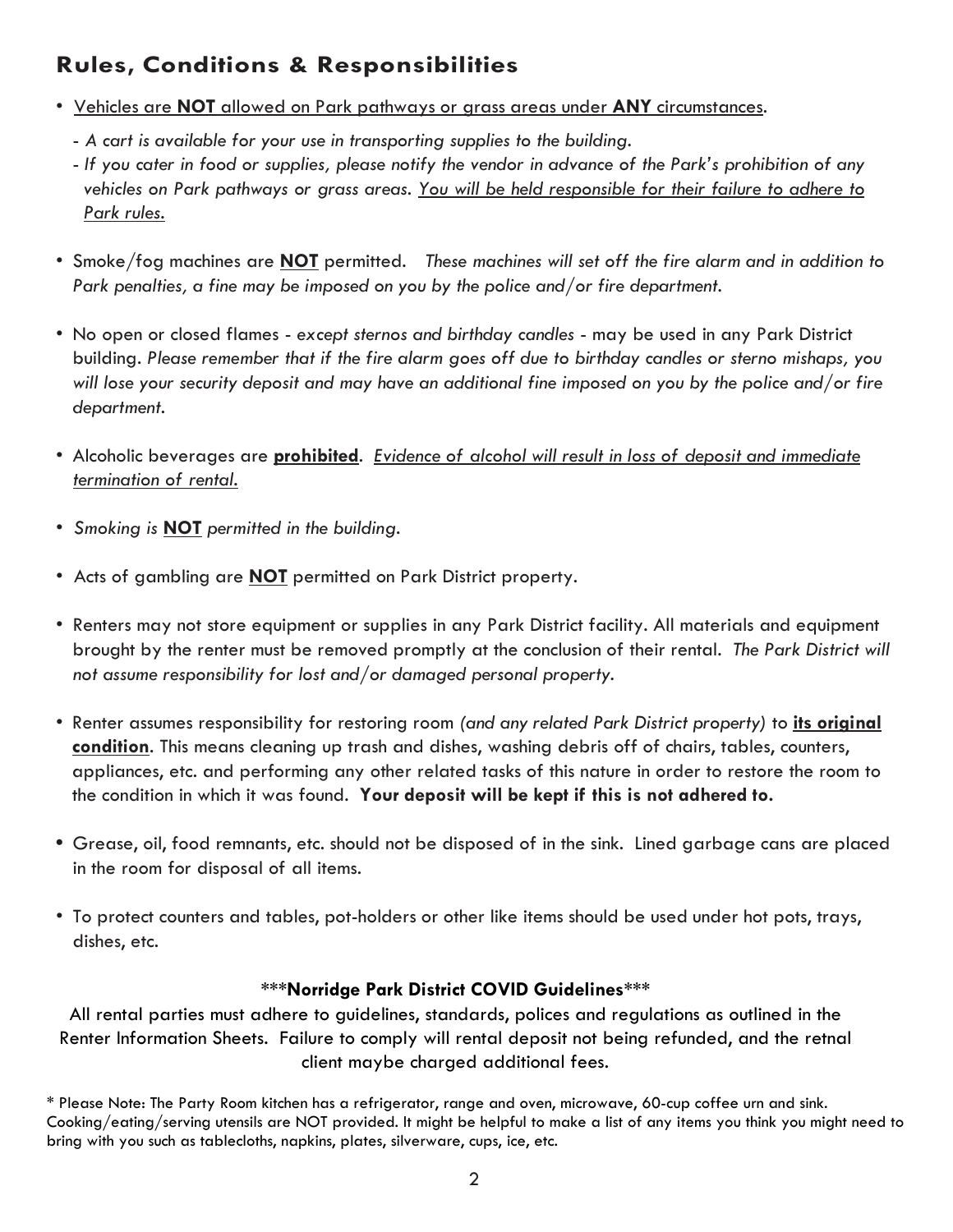## Rules, Conditions & Responsibilities

- <u>Vehicles are **NOT** allowed on Park pathways or grass areas under **ANY** circumstances</u>.
  - *- A cart is available for your use in transporting supplies to the building.*
  - *- If you cater in food or supplies, please notify the vendor in advance of the Park's prohibition of any vehicles on Park pathways or grass areas. <u>You will be held responsible for their failure to adhere to Park rules.</u>*

- Smoke/fog machines are <u>**NOT**</u> permitted. *These machines will set off the fire alarm and in addition to Park penalties, a fine may be imposed on you by the police and/or fire department.*

- No open or closed flames - *except sternos and birthday candles* - may be used in any Park District building. *Please remember that if the fire alarm goes off due to birthday candles or sterno mishaps, you will lose your security deposit and may have an additional fine imposed on you by the police and/or fire department.*

- Alcoholic beverages are <u>**prohibited**</u>. *<u>Evidence of alcohol will result in loss of deposit and immediate termination of rental.</u>*

- *Smoking is <u>**NOT**</u> permitted in the building.*

- Acts of gambling are <u>**NOT**</u> permitted on Park District property.

- Renters may not store equipment or supplies in any Park District facility. All materials and equipment brought by the renter must be removed promptly at the conclusion of their rental. *The Park District will not assume responsibility for lost and/or damaged personal property.*

- Renter assumes responsibility for restoring room *(and any related Park District property)* to <u>**its original condition**</u>. This means cleaning up trash and dishes, washing debris off of chairs, tables, counters, appliances, etc. and performing any other related tasks of this nature in order to restore the room to the condition in which it was found. **Your deposit will be kept if this is not adhered to.**

- Grease, oil, food remnants, etc. should not be disposed of in the sink. Lined garbage cans are placed in the room for disposal of all items.

- To protect counters and tables, pot-holders or other like items should be used under hot pots, trays, dishes, etc.

***Norridge Park District COVID Guidelines***

All rental parties must adhere to guidelines, standards, polices and regulations as outlined in the Renter Information Sheets. Failure to comply will rental deposit not being refunded, and the retnal client maybe charged additional fees.

* Please Note: The Party Room kitchen has a refrigerator, range and oven, microwave, 60-cup coffee urn and sink. Cooking/eating/serving utensils are NOT provided. It might be helpful to make a list of any items you think you might need to bring with you such as tablecloths, napkins, plates, silverware, cups, ice, etc.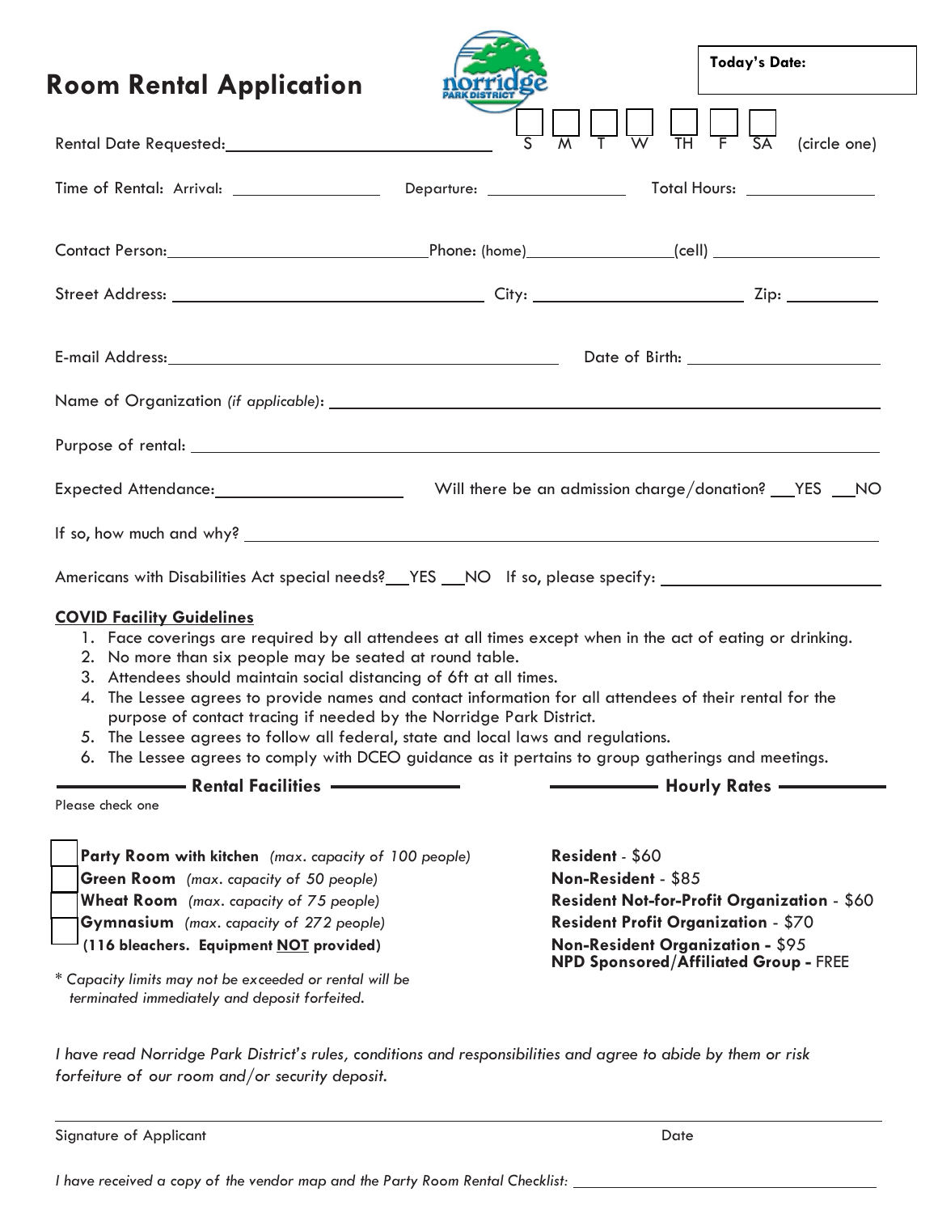# Room Rental Application

**Today's Date:**

Rental Date Requested: ______________________________ ☐ S ☐ M ☐ T ☐ W ☐ TH ☐ F ☐ SA (circle one)

Time of Rental: Arrival: ________________ Departure: ________________ Total Hours: ______________

Contact Person: ______________________________ Phone: (home) ________________ (cell) __________________

Street Address: ___________________________________ City: ________________________ Zip: __________

E-mail Address: _____________________________________________ Date of Birth: ______________________

Name of Organization *(if applicable)*: ______________________________________________________________

Purpose of rental: _________________________________________________________________________________

Expected Attendance: ____________________ Will there be an admission charge/donation? ___YES ___NO

If so, how much and why? _________________________________________________________________________

Americans with Disabilities Act special needs? ___YES ___NO If so, please specify: _______________________

**COVID Facility Guidelines**

1. Face coverings are required by all attendees at all times except when in the act of eating or drinking.
2. No more than six people may be seated at round table.
3. Attendees should maintain social distancing of 6ft at all times.
4. The Lessee agrees to provide names and contact information for all attendees of their rental for the purpose of contact tracing if needed by the Norridge Park District.
5. The Lessee agrees to follow all federal, state and local laws and regulations.
6. The Lessee agrees to comply with DCEO guidance as it pertains to group gatherings and meetings.

## Rental Facilities

Please check one

- ☐ **Party Room with kitchen** *(max. capacity of 100 people)*
- ☐ **Green Room** *(max. capacity of 50 people)*
- ☐ **Wheat Room** *(max. capacity of 75 people)*
- ☐ **Gymnasium** *(max. capacity of 272 people)* **(116 bleachers. Equipment NOT provided)**

*\* Capacity limits may not be exceeded or rental will be terminated immediately and deposit forfeited.*

## Hourly Rates

**Resident** - $60
**Non-Resident** - $85
**Resident Not-for-Profit Organization** - $60
**Resident Profit Organization** - $70
**Non-Resident Organization -** $95
**NPD Sponsored/Affiliated Group -** FREE

*I have read Norridge Park District's rules, conditions and responsibilities and agree to abide by them or risk forfeiture of our room and/or security deposit.*

_____________________________________________________________________________________

Signature of Applicant Date

*I have received a copy of the vendor map and the Party Room Rental Checklist:* ______________________________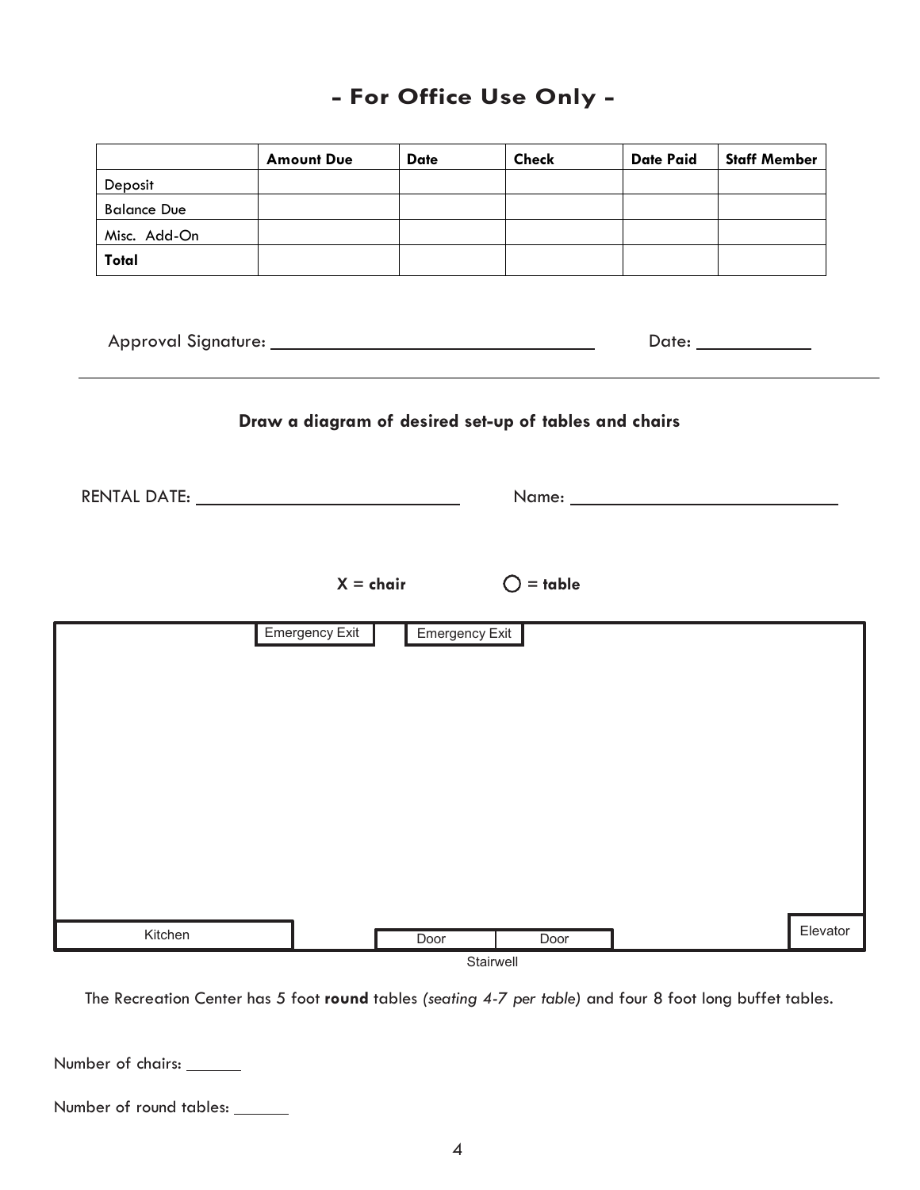## - For Office Use Only -

| | Amount Due | Date | Check | Date Paid | Staff Member |
|---|---|---|---|---|---|
| Deposit | | | | | |
| Balance Due | | | | | |
| Misc. Add-On | | | | | |
| **Total** | | | | | |

Approval Signature: ________________________________ Date: ____________

---

**Draw a diagram of desired set-up of tables and chairs**

RENTAL DATE: ___________________________ Name: ____________________________

**X = chair** ◯ **= table**

Emergency Exit

Emergency Exit

Kitchen

Door

Door

Elevator

Stairwell

The Recreation Center has 5 foot **round** tables *(seating 4-7 per table)* and four 8 foot long buffet tables.

Number of chairs: ______

Number of round tables: ______